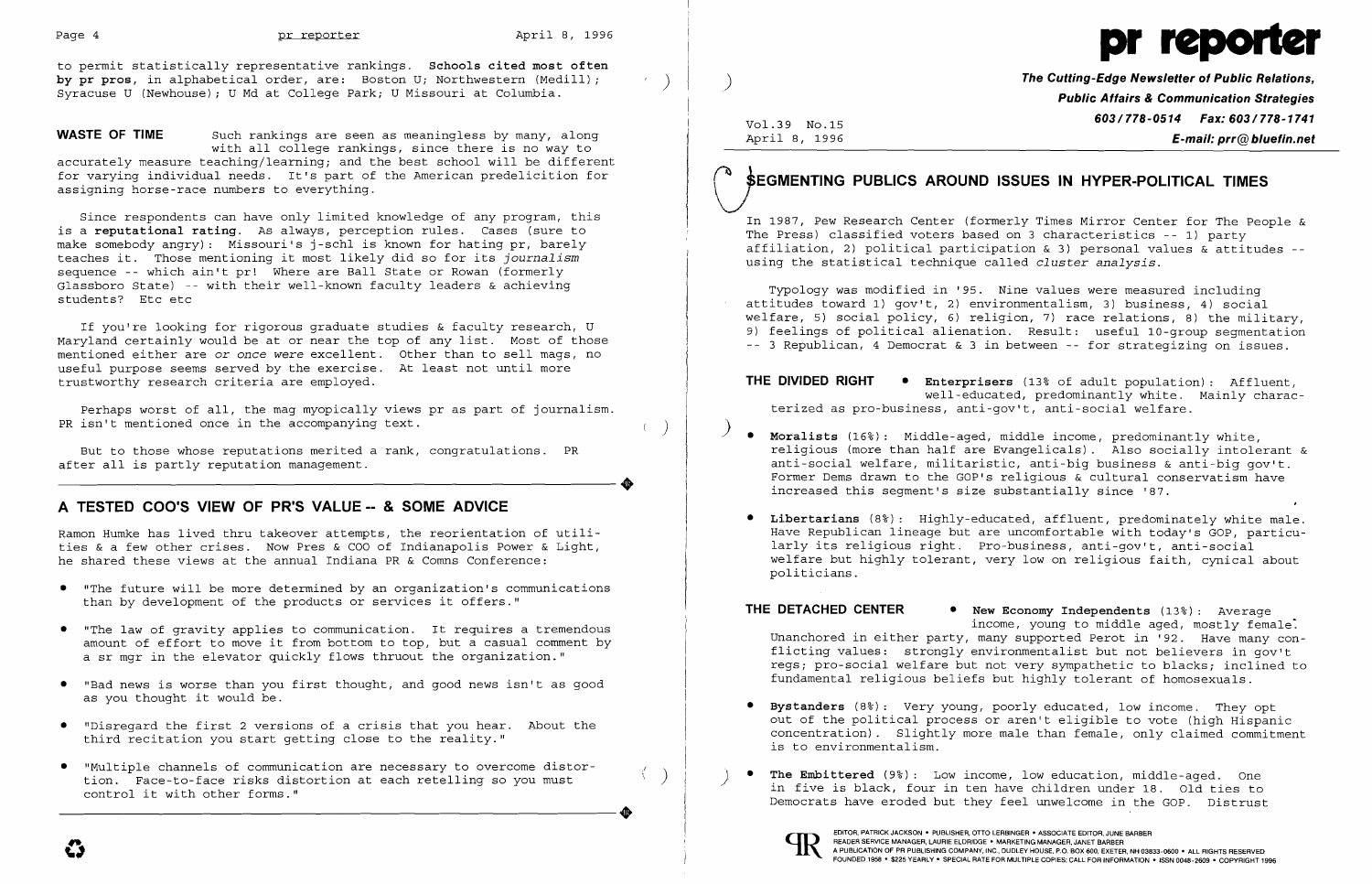to permit statistically representative rankings. **Schools cited most often by pr pros**, in alphabetical order, are: Boston U; Northwestern (Medill); Syracuse U (Newhouse); U Md at College Park; U Missouri at Columbia.

**WASTE OF TIME** Such rankings are seen as meaningless by many, along with all college rankings, since there is no way to accurately measure teaching/learning; and the best school will be different for varying individual needs. It's part of the American predelicition for assigning horse-race numbers to everything.

Since respondents can have only limited knowledge of any program, this is a **reputational rating**. As always, perception rules. Cases (sure to make somebody angry): Missouri's j-schl is known for hating pr, barely teaches it. Those mentioning it most likely did so for its *journalism* sequence -- which ain't pr! Where are Ball State or Rowan (formerly Glassboro State) -- with their well-known faculty leaders & achieving students? Etc etc

If you're looking for rigorous graduate studies & faculty research, U Maryland certainly would be at or near the top of any list. Most of those mentioned either are *or once were* excellent. Other than to sell mags, no useful purpose seems served by the exercise. At least not until more trustworthy research criteria are employed.

Perhaps worst of all, the mag myopically views pr as part of journalism. PR isn't mentioned once in the accompanying text.

But to those whose reputations merited a rank, congratulations. PR after all is partly reputation management.

## A TESTED COO'S VIEW OF PR'S VALUE -- & SOME ADVICE

Ramon Humke has lived thru takeover attempts, the reorientation of utilities & a few other crises. Now Pres & COO of Indianapolis Power & Light, he shared these views at the annual Indiana PR & Comns Conference:

- "The future will be more determined by an organization's communications than by development of the products or services it offers."
- "The law of gravity applies to communication. It requires a tremendous amount of effort to move it from bottom to top, but a casual comment by a sr mgr in the elevator quickly flows thruout the organization."
- "Bad news is worse than you first thought, and good news isn't as good as you thought it would be.
- "Disregard the first 2 versions of a crisis that you hear. About the third recitation you start getting close to the reality."
- "Multiple channels of communication are necessary to overcome distortion. Face-to-face risks distortion at each retelling so you must control it with other forms."

# pr reporter

**The Cutting-Edge Newsletter of Public Relations, Public Affairs & Communication Strategies**
**603/778-0514 Fax: 603/778-1741**
**E-mail: prr@bluefin.net**

Vol.39 No.15
April 8, 1996

## SEGMENTING PUBLICS AROUND ISSUES IN HYPER-POLITICAL TIMES

In 1987, Pew Research Center (formerly Times Mirror Center for The People & The Press) classified voters based on 3 characteristics -- 1) party affiliation, 2) political participation & 3) personal values & attitudes -- using the statistical technique called *cluster analysis*.

Typology was modified in '95. Nine values were measured including attitudes toward 1) gov't, 2) environmentalism, 3) business, 4) social welfare, 5) social policy, 6) religion, 7) race relations, 8) the military, 9) feelings of political alienation. Result: useful 10-group segmentation -- 3 Republican, 4 Democrat & 3 in between -- for strategizing on issues.

**THE DIVIDED RIGHT**

- **Enterprisers** (13% of adult population): Affluent, well-educated, predominantly white. Mainly characterized as pro-business, anti-gov't, anti-social welfare.
- **Moralists** (16%): Middle-aged, middle income, predominantly white, religious (more than half are Evangelicals). Also socially intolerant & anti-social welfare, militaristic, anti-big business & anti-big gov't. Former Dems drawn to the GOP's religious & cultural conservatism have increased this segment's size substantially since '87.
- **Libertarians** (8%): Highly-educated, affluent, predominately white male. Have Republican lineage but are uncomfortable with today's GOP, particularly its religious right. Pro-business, anti-gov't, anti-social welfare but highly tolerant, very low on religious faith, cynical about politicians.

**THE DETACHED CENTER**

- **New Economy Independents** (13%): Average income, young to middle aged, mostly female. Unanchored in either party, many supported Perot in '92. Have many conflicting values: strongly environmentalist but not believers in gov't regs; pro-social welfare but not very sympathetic to blacks; inclined to fundamental religious beliefs but highly tolerant of homosexuals.
- **Bystanders** (8%): Very young, poorly educated, low income. They opt out of the political process or aren't eligible to vote (high Hispanic concentration). Slightly more male than female, only claimed commitment is to environmentalism.
- **The Embittered** (9%): Low income, low education, middle-aged. One in five is black, four in ten have children under 18. Old ties to Democrats have eroded but they feel unwelcome in the GOP. Distrust

EDITOR, PATRICK JACKSON • PUBLISHER, OTTO LERBINGER • ASSOCIATE EDITOR, JUNE BARBER
READER SERVICE MANAGER, LAURIE ELDRIDGE • MARKETING MANAGER, JANET BARBER
A PUBLICATION OF PR PUBLISHING COMPANY, INC., DUDLEY HOUSE, P.O. BOX 600, EXETER, NH 03833-0600 • ALL RIGHTS RESERVED
FOUNDED 1958 • $225 YEARLY • SPECIAL RATE FOR MULTIPLE COPIES: CALL FOR INFORMATION • ISSN 0048-2609 • COPYRIGHT 1996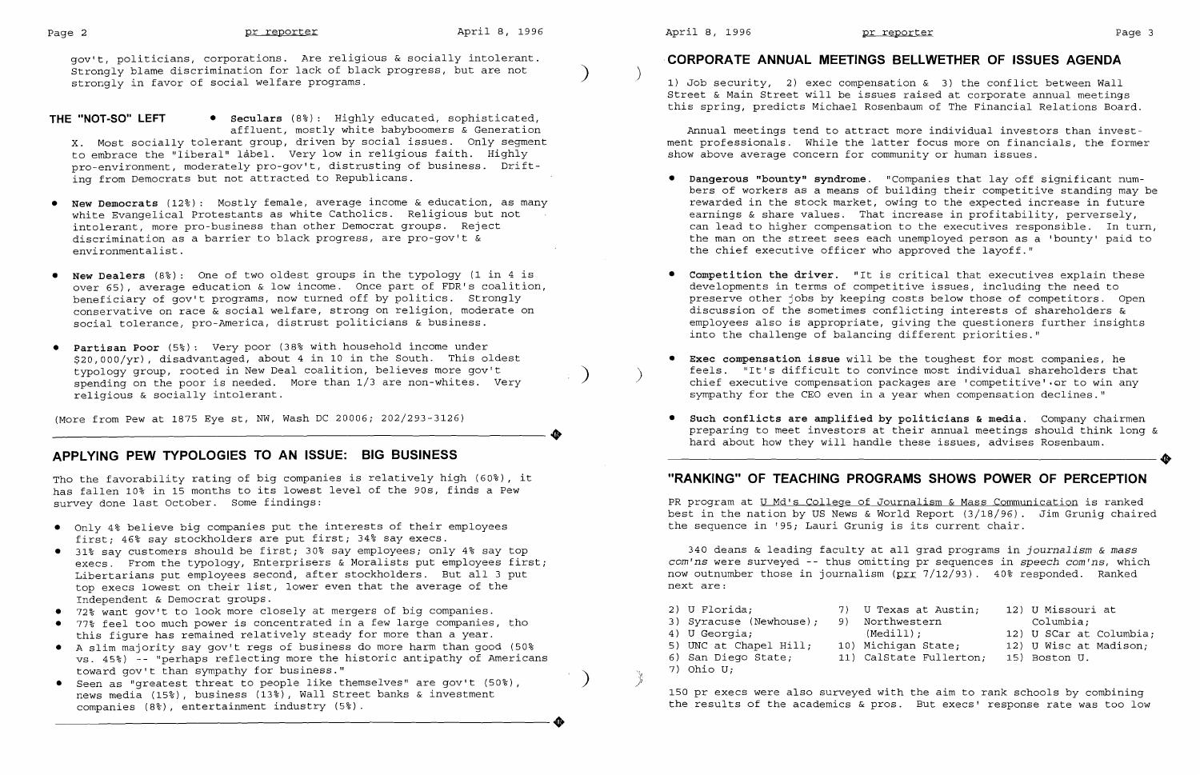gov't, politicians, corporations. Are religious & socially intolerant. Strongly blame discrimination for lack of black progress, but are not strongly in favor of social welfare programs.

**THE "NOT-SO" LEFT**

- **Seculars** (8%): Highly educated, sophisticated, affluent, mostly white babyboomers & Generation X. Most socially tolerant group, driven by social issues. Only segment to embrace the "liberal" label. Very low in religious faith. Highly pro-environment, moderately pro-gov't, distrusting of business. Drifting from Democrats but not attracted to Republicans.

- **New Democrats** (12%): Mostly female, average income & education, as many white Evangelical Protestants as white Catholics. Religious but not intolerant, more pro-business than other Democrat groups. Reject discrimination as a barrier to black progress, are pro-gov't & environmentalist.

- **New Dealers** (8%): One of two oldest groups in the typology (1 in 4 is over 65), average education & low income. Once part of FDR's coalition, beneficiary of gov't programs, now turned off by politics. Strongly conservative on race & social welfare, strong on religion, moderate on social tolerance, pro-America, distrust politicians & business.

- **Partisan Poor** (5%): Very poor (38% with household income under $20,000/yr), disadvantaged, about 4 in 10 in the South. This oldest typology group, rooted in New Deal coalition, believes more gov't spending on the poor is needed. More than 1/3 are non-whites. Very religious & socially intolerant.

(More from Pew at 1875 Eye st, NW, Wash DC 20006; 202/293-3126)

## APPLYING PEW TYPOLOGIES TO AN ISSUE: BIG BUSINESS

Tho the favorability rating of big companies is relatively high (60%), it has fallen 10% in 15 months to its lowest level of the 90s, finds a Pew survey done last October. Some findings:

- Only 4% believe big companies put the interests of their employees first; 46% say stockholders are put first; 34% say execs.
- 31% say customers should be first; 30% say employees; only 4% say top execs. From the typology, Enterprisers & Moralists put employees first; Libertarians put employees second, after stockholders. But all 3 put top execs lowest on their list, lower even that the average of the Independent & Democrat groups.
- 72% want gov't to look more closely at mergers of big companies.
- 77% feel too much power is concentrated in a few large companies, tho this figure has remained relatively steady for more than a year.
- A slim majority say gov't regs of business do more harm than good (50% vs. 45%) -- "perhaps reflecting more the historic antipathy of Americans toward gov't than sympathy for business."
- Seen as "greatest threat to people like themselves" are gov't (50%), news media (15%), business (13%), Wall Street banks & investment companies (8%), entertainment industry (5%).

## CORPORATE ANNUAL MEETINGS BELLWETHER OF ISSUES AGENDA

1) Job security, 2) exec compensation & 3) the conflict between Wall Street & Main Street will be issues raised at corporate annual meetings this spring, predicts Michael Rosenbaum of The Financial Relations Board.

Annual meetings tend to attract more individual investors than investment professionals. While the latter focus more on financials, the former show above average concern for community or human issues.

- **Dangerous "bounty" syndrome.** "Companies that lay off significant numbers of workers as a means of building their competitive standing may be rewarded in the stock market, owing to the expected increase in future earnings & share values. That increase in profitability, perversely, can lead to higher compensation to the executives responsible. In turn, the man on the street sees each unemployed person as a 'bounty' paid to the chief executive officer who approved the layoff."

- **Competition the driver.** "It is critical that executives explain these developments in terms of competitive issues, including the need to preserve other jobs by keeping costs below those of competitors. Open discussion of the sometimes conflicting interests of shareholders & employees also is appropriate, giving the questioners further insights into the challenge of balancing different priorities."

- **Exec compensation issue** will be the toughest for most companies, he feels. "It's difficult to convince most individual shareholders that chief executive compensation packages are 'competitive' or to win any sympathy for the CEO even in a year when compensation declines."

- **Such conflicts are amplified by politicians & media.** Company chairmen preparing to meet investors at their annual meetings should think long & hard about how they will handle these issues, advises Rosenbaum.

## "RANKING" OF TEACHING PROGRAMS SHOWS POWER OF PERCEPTION

PR program at U Md's College of Journalism & Mass Communication is ranked best in the nation by US News & World Report (3/18/96). Jim Grunig chaired the sequence in '95; Lauri Grunig is its current chair.

340 deans & leading faculty at all grad programs in *journalism & mass com'ns* were surveyed -- thus omitting pr sequences in *speech com'ns*, which now outnumber those in journalism (prr 7/12/93). 40% responded. Ranked next are:

| | | |
|---|---|---|
| 2) U Florida; | 7) U Texas at Austin; | 12) U Missouri at Columbia; |
| 3) Syracuse (Newhouse); | 9) Northwestern (Medill); | 12) U SCar at Columbia; |
| 4) U Georgia; | 10) Michigan State; | 12) U Wisc at Madison; |
| 5) UNC at Chapel Hill; | 11) CalState Fullerton; | 15) Boston U. |
| 6) San Diego State; | | |
| 7) Ohio U; | | |

150 pr execs were also surveyed with the aim to rank schools by combining the results of the academics & pros. But execs' response rate was too low